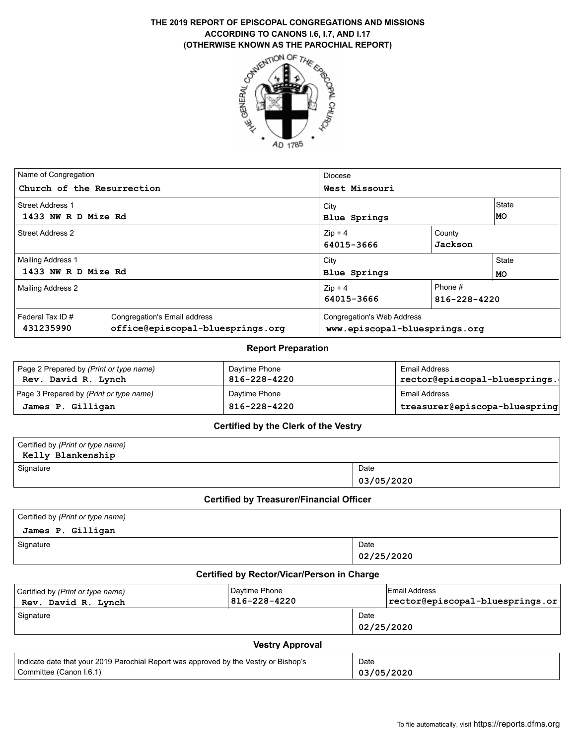# THE 2019 REPORT OF EPISCOPAL CONGREGATIONS AND MISSIONS ACCORDING TO CANONS I.6, I.7, AND I.17 (OTHERWISE KNOWN AS THE PAROCHIAL REPORT)

| Name of Congregation | | Diocese | | |
|---|---|---|---|---|
| Church of the Resurrection | | West Missouri | | |
| **Street Address 1** | | **City** | | **State** |
| 1433 NW R D Mize Rd | | Blue Springs | | MO |
| **Street Address 2** | | **Zip + 4** | **County** | |
| | | 64015-3666 | Jackson | |
| **Mailing Address 1** | | **City** | | **State** |
| 1433 NW R D Mize Rd | | Blue Springs | | MO |
| **Mailing Address 2** | | **Zip + 4** | **Phone #** | |
| | | 64015-3666 | 816-228-4220 | |
| **Federal Tax ID #** | **Congregation's Email address** | **Congregation's Web Address** | | |
| 431235990 | office@episcopal-bluesprings.org | www.episcopal-bluesprings.org | | |

## Report Preparation

| Page 2 Prepared by *(Print or type name)* | Daytime Phone | Email Address |
|---|---|---|
| Rev. David R. Lynch | 816-228-4220 | rector@episcopal-bluesprings. |
| **Page 3 Prepared by** *(Print or type name)* | **Daytime Phone** | **Email Address** |
| James P. Gilligan | 816-228-4220 | treasurer@episcopa-bluespring |

## Certified by the Clerk of the Vestry

| Certified by *(Print or type name)* | |
|---|---|
| Kelly Blankenship | |
| **Signature** | **Date** |
| | 03/05/2020 |

## Certified by Treasurer/Financial Officer

| Certified by *(Print or type name)* | |
|---|---|
| James P. Gilligan | |
| **Signature** | **Date** |
| | 02/25/2020 |

## Certified by Rector/Vicar/Person in Charge

| Certified by *(Print or type name)* | Daytime Phone | Email Address |
|---|---|---|
| Rev. David R. Lynch | 816-228-4220 | rector@episcopal-bluesprings.or |
| **Signature** | | **Date** |
| | | 02/25/2020 |

## Vestry Approval

| Indicate date that your 2019 Parochial Report was approved by the Vestry or Bishop's Committee (Canon I.6.1) | Date |
|---|---|
| | 03/05/2020 |

To file automatically, visit https://reports.dfms.org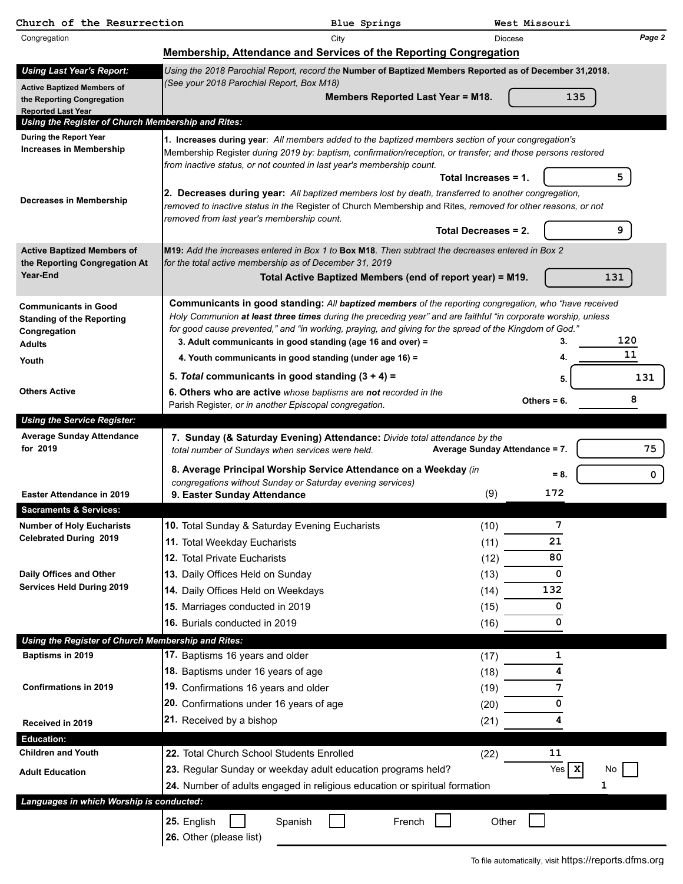| Church of the Resurrection | Blue Springs | West Missouri |
|---|---|---|
| Congregation | City | Diocese |

## Membership, Attendance and Services of the Reporting Congregation

**Using Last Year's Report:**

**Active Baptized Members of the Reporting Congregation Reported Last Year**

*Using the 2018 Parochial Report, record the* **Number of Baptized Members Reported as of December 31,2018**. *(See your 2018 Parochial Report, Box M18)*

**Members Reported Last Year = M18.** 135

**Using the Register of Church Membership and Rites:**

**During the Report Year**

**Increases in Membership**

**1. Increases during year**: *All members added to the baptized members section of your congregation's* Membership Register *during 2019 by: baptism, confirmation/reception, or transfer; and those persons restored from inactive status, or not counted in last year's membership count.*

**Total Increases = 1.** 5

**Decreases in Membership**

**2. Decreases during year:** *All baptized members lost by death, transferred to another congregation, removed to inactive status in the* Register of Church Membership and Rites*, removed for other reasons, or not removed from last year's membership count.*

**Total Decreases = 2.** 9

**Active Baptized Members of the Reporting Congregation At Year-End**

**M19:** *Add the increases entered in Box 1 to* **Box M18**. *Then subtract the decreases entered in Box 2 for the total active membership as of December 31, 2019*

**Total Active Baptized Members (end of report year) = M19.** 131

**Communicants in Good Standing of the Reporting Congregation**

**Communicants in good standing:** *All* ***baptized members*** *of the reporting congregation, who "have received Holy Communion* ***at least three times*** *during the preceding year" and are faithful "in corporate worship, unless for good cause prevented," and "in working, praying, and giving for the spread of the Kingdom of God."*

| | | |
|---|---|---|
| **Adults** | **3. Adult communicants in good standing (age 16 and over) =** | 3. 120 |
| **Youth** | **4. Youth communicants in good standing (under age 16) =** | 4. 11 |
| | **5. *Total* communicants in good standing (3 + 4) =** | 5. 131 |
| **Others Active** | **6. Others who are active** *whose baptisms are* ***not*** *recorded in the* Parish Register, *or in another Episcopal congregation.* | Others = 6. 8 |

**Using the Service Register:**

**Average Sunday Attendance for 2019**

**7. Sunday (& Saturday Evening) Attendance:** *Divide total attendance by the total number of Sundays when services were held.* **Average Sunday Attendance = 7.** 75

**8. Average Principal Worship Service Attendance on a Weekday** *(in congregations without Sunday or Saturday evening services)* **= 8.** 0

**Easter Attendance in 2019** — **9. Easter Sunday Attendance** (9) 172

**Sacraments & Services:**

| | | | |
|---|---|---|---|
| **Number of Holy Eucharists Celebrated During 2019** | **10.** Total Sunday & Saturday Evening Eucharists | (10) | 7 |
| | **11.** Total Weekday Eucharists | (11) | 21 |
| | **12.** Total Private Eucharists | (12) | 80 |
| **Daily Offices and Other Services Held During 2019** | **13.** Daily Offices Held on Sunday | (13) | 0 |
| | **14.** Daily Offices Held on Weekdays | (14) | 132 |
| | **15.** Marriages conducted in 2019 | (15) | 0 |
| | **16.** Burials conducted in 2019 | (16) | 0 |

**Using the Register of Church Membership and Rites:**

| | | | |
|---|---|---|---|
| **Baptisms in 2019** | **17.** Baptisms 16 years and older | (17) | 1 |
| | **18.** Baptisms under 16 years of age | (18) | 4 |
| **Confirmations in 2019** | **19.** Confirmations 16 years and older | (19) | 7 |
| | **20.** Confirmations under 16 years of age | (20) | 0 |
| **Received in 2019** | **21.** Received by a bishop | (21) | 4 |

**Education:**

| | | | |
|---|---|---|---|
| **Children and Youth** | **22.** Total Church School Students Enrolled | (22) | 11 |
| **Adult Education** | **23.** Regular Sunday or weekday adult education programs held? | | Yes [X] No [ ] |
| | **24.** Number of adults engaged in religious education or spiritual formation | | 1 |

**Languages in which Worship is conducted:**

**25.** English [ ] Spanish [ ] French [ ] Other [ ]

**26.** Other (please list)

To file automatically, visit https://reports.dfms.org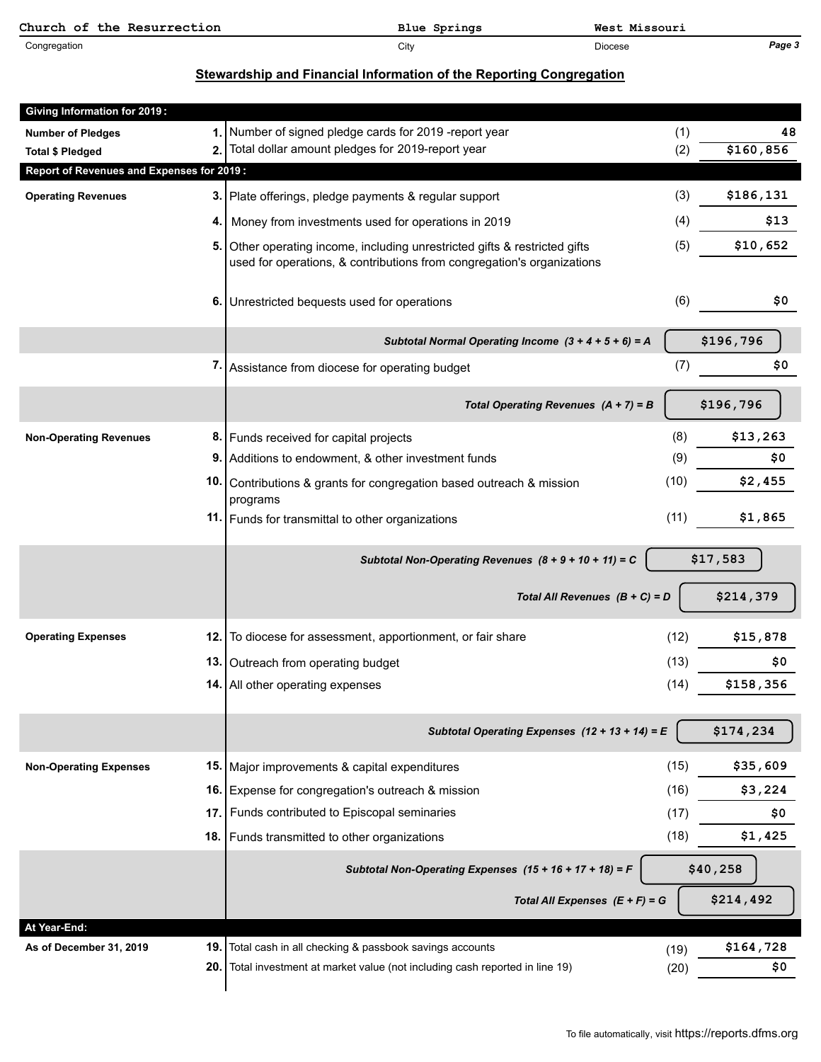| Church of the Resurrection | Blue Springs | West Missouri |
|---|---|---|
| Congregation | City | Diocese |

## Stewardship and Financial Information of the Reporting Congregation

| | | Description | Line | Amount |
|---|---|---|---|---|
| **Giving Information for 2019:** | | | | |
| **Number of Pledges** | 1. | Number of signed pledge cards for 2019 -report year | (1) | 48 |
| **Total $ Pledged** | 2. | Total dollar amount pledges for 2019-report year | (2) | $160,856 |
| **Report of Revenues and Expenses for 2019:** | | | | |
| **Operating Revenues** | 3. | Plate offerings, pledge payments & regular support | (3) | $186,131 |
| | 4. | Money from investments used for operations in 2019 | (4) | $13 |
| | 5. | Other operating income, including unrestricted gifts & restricted gifts used for operations, & contributions from congregation's organizations | (5) | $10,652 |
| | 6. | Unrestricted bequests used for operations | (6) | $0 |
| | | *Subtotal Normal Operating Income (3 + 4 + 5 + 6) = A* | | $196,796 |
| | 7. | Assistance from diocese for operating budget | (7) | $0 |
| | | *Total Operating Revenues (A + 7) = B* | | $196,796 |
| **Non-Operating Revenues** | 8. | Funds received for capital projects | (8) | $13,263 |
| | 9. | Additions to endowment, & other investment funds | (9) | $0 |
| | 10. | Contributions & grants for congregation based outreach & mission programs | (10) | $2,455 |
| | 11. | Funds for transmittal to other organizations | (11) | $1,865 |
| | | *Subtotal Non-Operating Revenues (8 + 9 + 10 + 11) = C* | | $17,583 |
| | | *Total All Revenues (B + C) = D* | | $214,379 |
| **Operating Expenses** | 12. | To diocese for assessment, apportionment, or fair share | (12) | $15,878 |
| | 13. | Outreach from operating budget | (13) | $0 |
| | 14. | All other operating expenses | (14) | $158,356 |
| | | *Subtotal Operating Expenses (12 + 13 + 14) = E* | | $174,234 |
| **Non-Operating Expenses** | 15. | Major improvements & capital expenditures | (15) | $35,609 |
| | 16. | Expense for congregation's outreach & mission | (16) | $3,224 |
| | 17. | Funds contributed to Episcopal seminaries | (17) | $0 |
| | 18. | Funds transmitted to other organizations | (18) | $1,425 |
| | | *Subtotal Non-Operating Expenses (15 + 16 + 17 + 18) = F* | | $40,258 |
| | | *Total All Expenses (E + F) = G* | | $214,492 |
| **At Year-End:** | | | | |
| **As of December 31, 2019** | 19. | Total cash in all checking & passbook savings accounts | (19) | $164,728 |
| | 20. | Total investment at market value (not including cash reported in line 19) | (20) | $0 |

To file automatically, visit https://reports.dfms.org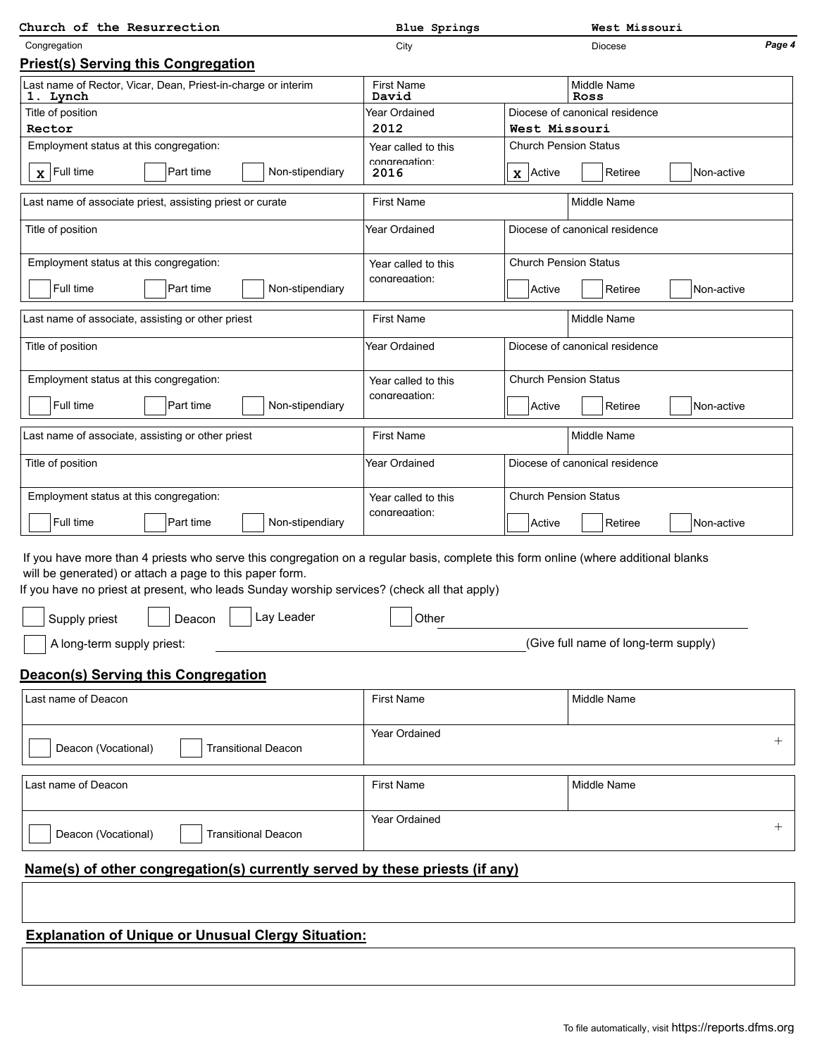| Church of the Resurrection | Blue Springs | West Missouri |
|---|---|---|
| Congregation | City | Diocese |

## Priest(s) Serving this Congregation

| Last name of Rector, Vicar, Dean, Priest-in-charge or interim | First Name | Middle Name |
|---|---|---|
| 1. Lynch | David | Ross |
| **Title of position** | **Year Ordained** | **Diocese of canonical residence** |
| Rector | 2012 | West Missouri |
| **Employment status at this congregation:** | **Year called to this congregation:** | **Church Pension Status** |
| [x] Full time [ ] Part time [ ] Non-stipendiary | 2016 | [x] Active [ ] Retiree [ ] Non-active |

| Last name of associate priest, assisting priest or curate | First Name | Middle Name |
|---|---|---|
| | | |
| **Title of position** | **Year Ordained** | **Diocese of canonical residence** |
| | | |
| **Employment status at this congregation:** | **Year called to this congregation:** | **Church Pension Status** |
| [ ] Full time [ ] Part time [ ] Non-stipendiary | | [ ] Active [ ] Retiree [ ] Non-active |

| Last name of associate, assisting or other priest | First Name | Middle Name |
|---|---|---|
| | | |
| **Title of position** | **Year Ordained** | **Diocese of canonical residence** |
| | | |
| **Employment status at this congregation:** | **Year called to this congregation:** | **Church Pension Status** |
| [ ] Full time [ ] Part time [ ] Non-stipendiary | | [ ] Active [ ] Retiree [ ] Non-active |

| Last name of associate, assisting or other priest | First Name | Middle Name |
|---|---|---|
| | | |
| **Title of position** | **Year Ordained** | **Diocese of canonical residence** |
| | | |
| **Employment status at this congregation:** | **Year called to this congregation:** | **Church Pension Status** |
| [ ] Full time [ ] Part time [ ] Non-stipendiary | | [ ] Active [ ] Retiree [ ] Non-active |

If you have more than 4 priests who serve this congregation on a regular basis, complete this form online (where additional blanks will be generated) or attach a page to this paper form.

If you have no priest at present, who leads Sunday worship services? (check all that apply)

[ ] Supply priest [ ] Deacon [ ] Lay Leader [ ] Other ____________________

[ ] A long-term supply priest: ____________________ (Give full name of long-term supply)

## Deacon(s) Serving this Congregation

| Last name of Deacon | First Name | Middle Name |
|---|---|---|
| | | |
| [ ] Deacon (Vocational) [ ] Transitional Deacon | **Year Ordained** | |

| Last name of Deacon | First Name | Middle Name |
|---|---|---|
| | | |
| [ ] Deacon (Vocational) [ ] Transitional Deacon | **Year Ordained** | |

## Name(s) of other congregation(s) currently served by these priests (if any)

## Explanation of Unique or Unusual Clergy Situation:

To file automatically, visit https://reports.dfms.org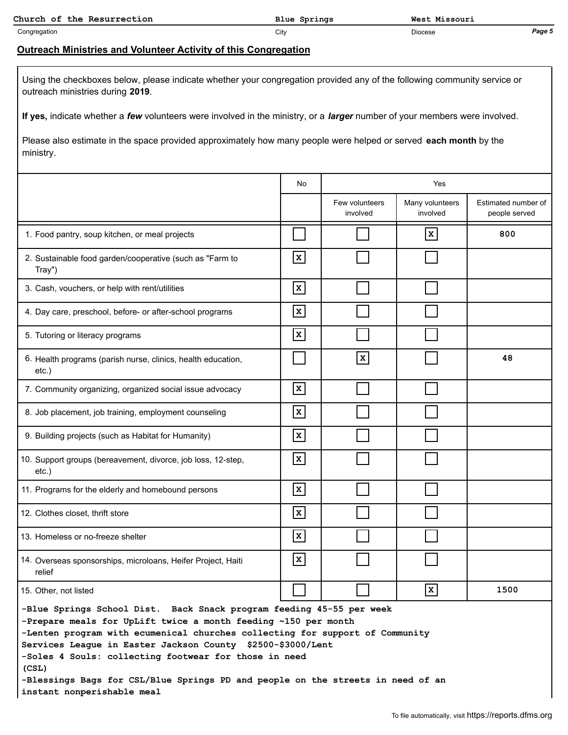| Church of the Resurrection | Blue Springs | West Missouri |
|---|---|---|
| Congregation | City | Diocese |

## Outreach Ministries and Volunteer Activity of this Congregation

Using the checkboxes below, please indicate whether your congregation provided any of the following community service or outreach ministries during **2019**.

**If yes,** indicate whether a ***few*** volunteers were involved in the ministry, or a ***larger*** number of your members were involved.

Please also estimate in the space provided approximately how many people were helped or served **each month** by the ministry.

| | No | Yes | | |
|---|---|---|---|---|
| | | Few volunteers involved | Many volunteers involved | Estimated number of people served |
| 1. Food pantry, soup kitchen, or meal projects | ☐ | ☐ | ☒ | 800 |
| 2. Sustainable food garden/cooperative (such as "Farm to Tray") | ☒ | ☐ | ☐ | |
| 3. Cash, vouchers, or help with rent/utilities | ☒ | ☐ | ☐ | |
| 4. Day care, preschool, before- or after-school programs | ☒ | ☐ | ☐ | |
| 5. Tutoring or literacy programs | ☒ | ☐ | ☐ | |
| 6. Health programs (parish nurse, clinics, health education, etc.) | ☐ | ☒ | ☐ | 48 |
| 7. Community organizing, organized social issue advocacy | ☒ | ☐ | ☐ | |
| 8. Job placement, job training, employment counseling | ☒ | ☐ | ☐ | |
| 9. Building projects (such as Habitat for Humanity) | ☒ | ☐ | ☐ | |
| 10. Support groups (bereavement, divorce, job loss, 12-step, etc.) | ☒ | ☐ | ☐ | |
| 11. Programs for the elderly and homebound persons | ☒ | ☐ | ☐ | |
| 12. Clothes closet, thrift store | ☒ | ☐ | ☐ | |
| 13. Homeless or no-freeze shelter | ☒ | ☐ | ☐ | |
| 14. Overseas sponsorships, microloans, Heifer Project, Haiti relief | ☒ | ☐ | ☐ | |
| 15. Other, not listed | ☐ | ☐ | ☒ | 1500 |

-Blue Springs School Dist. Back Snack program feeding 45-55 per week
-Prepare meals for UpLift twice a month feeding ~150 per month
-Lenten program with ecumenical churches collecting for support of Community Services League in Easter Jackson County $2500-$3000/Lent
-Soles 4 Souls: collecting footwear for those in need (CSL)
-Blessings Bags for CSL/Blue Springs PD and people on the streets in need of an instant nonperishable meal

To file automatically, visit https://reports.dfms.org